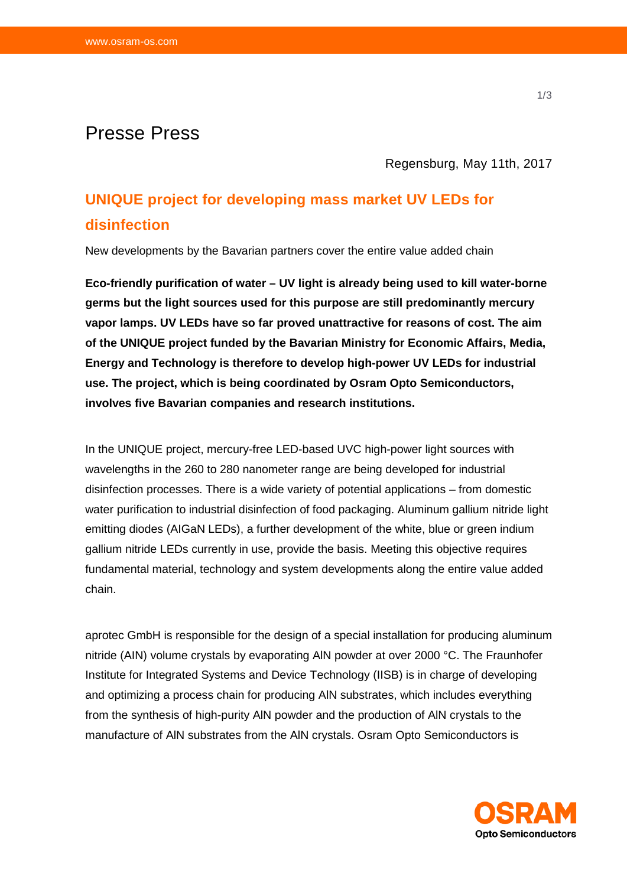Presse Press

Regensburg, May 11th, 2017

# UNIQUE project for developing mass market UV LEDs for disinfection

New developments by the Bavarian partners cover the entire value added chain

**Eco-friendly purification of water – UV light is already being used to kill water-borne germs but the light sources used for this purpose are still predominantly mercury vapor lamps. UV LEDs have so far proved unattractive for reasons of cost. The aim of the UNIQUE project funded by the Bavarian Ministry for Economic Affairs, Media, Energy and Technology is therefore to develop high-power UV LEDs for industrial use. The project, which is being coordinated by Osram Opto Semiconductors, involves five Bavarian companies and research institutions.**

In the UNIQUE project, mercury-free LED-based UVC high-power light sources with wavelengths in the 260 to 280 nanometer range are being developed for industrial disinfection processes. There is a wide variety of potential applications – from domestic water purification to industrial disinfection of food packaging. Aluminum gallium nitride light emitting diodes (AlGaN LEDs), a further development of the white, blue or green indium gallium nitride LEDs currently in use, provide the basis. Meeting this objective requires fundamental material, technology and system developments along the entire value added chain.

aprotec GmbH is responsible for the design of a special installation for producing aluminum nitride (AlN) volume crystals by evaporating AlN powder at over 2000 °C. The Fraunhofer Institute for Integrated Systems and Device Technology (IISB) is in charge of developing and optimizing a process chain for producing AlN substrates, which includes everything from the synthesis of high-purity AlN powder and the production of AlN crystals to the manufacture of AlN substrates from the AlN crystals. Osram Opto Semiconductors is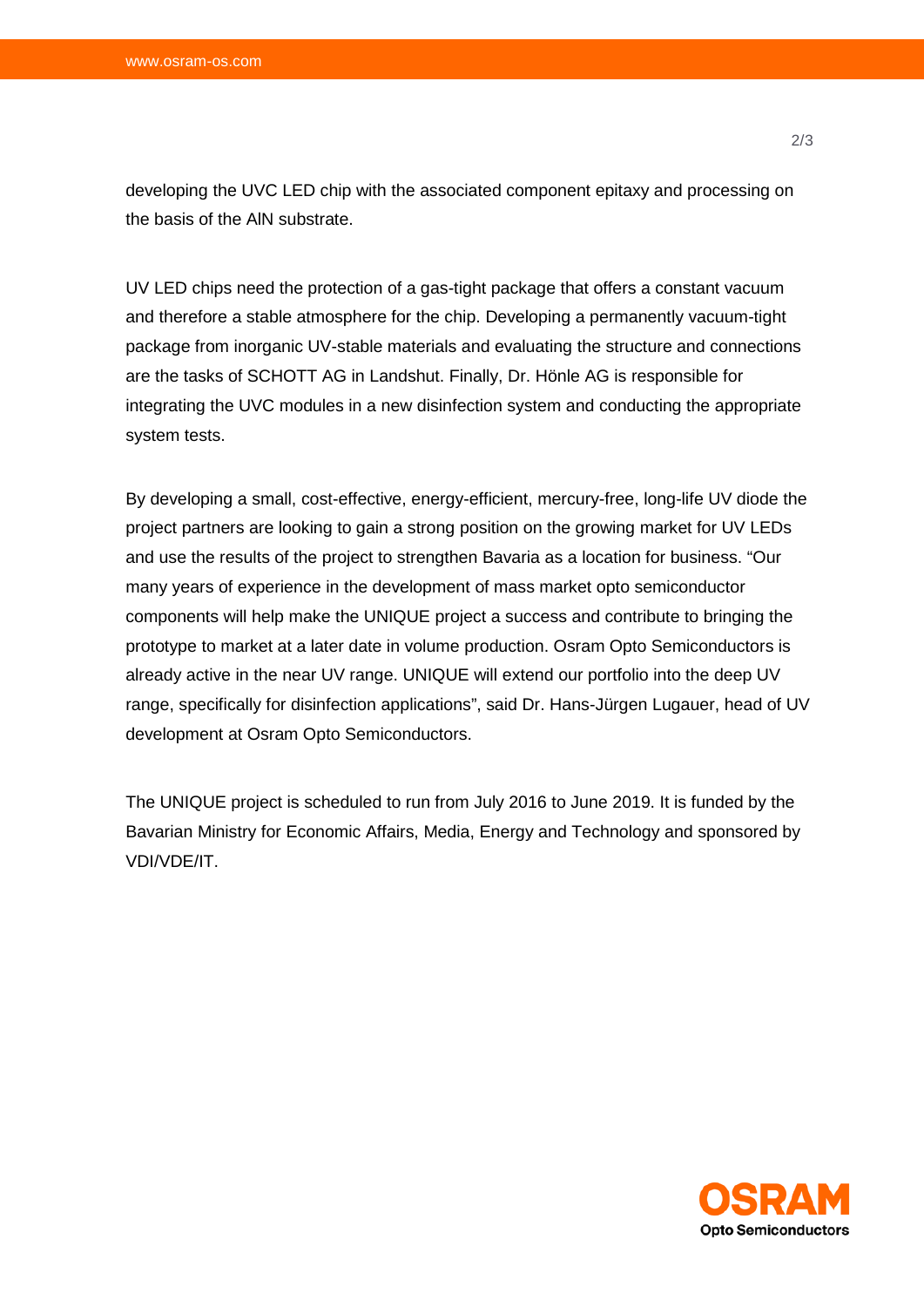developing the UVC LED chip with the associated component epitaxy and processing on the basis of the AlN substrate.

UV LED chips need the protection of a gas-tight package that offers a constant vacuum and therefore a stable atmosphere for the chip. Developing a permanently vacuum-tight package from inorganic UV-stable materials and evaluating the structure and connections are the tasks of SCHOTT AG in Landshut. Finally, Dr. Hönle AG is responsible for integrating the UVC modules in a new disinfection system and conducting the appropriate system tests.

By developing a small, cost-effective, energy-efficient, mercury-free, long-life UV diode the project partners are looking to gain a strong position on the growing market for UV LEDs and use the results of the project to strengthen Bavaria as a location for business. "Our many years of experience in the development of mass market opto semiconductor components will help make the UNIQUE project a success and contribute to bringing the prototype to market at a later date in volume production. Osram Opto Semiconductors is already active in the near UV range. UNIQUE will extend our portfolio into the deep UV range, specifically for disinfection applications", said Dr. Hans-Jürgen Lugauer, head of UV development at Osram Opto Semiconductors.

The UNIQUE project is scheduled to run from July 2016 to June 2019. It is funded by the Bavarian Ministry for Economic Affairs, Media, Energy and Technology and sponsored by VDI/VDE/IT.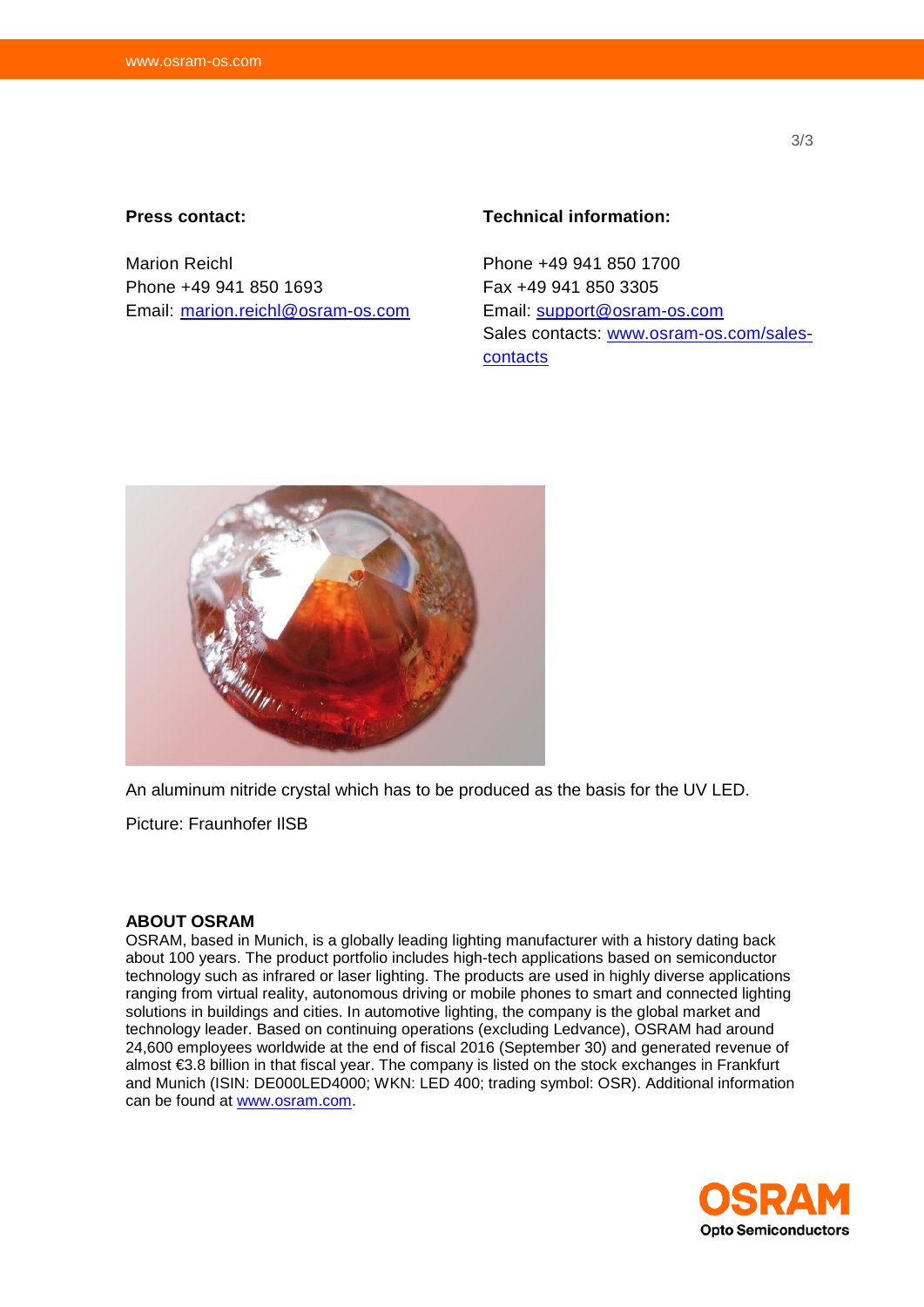**Press contact:**

Marion Reichl
Phone +49 941 850 1693
Email: marion.reichl@osram-os.com

**Technical information:**

Phone +49 941 850 1700
Fax +49 941 850 3305
Email: support@osram-os.com
Sales contacts: www.osram-os.com/sales-contacts

An aluminum nitride crystal which has to be produced as the basis for the UV LED.

Picture: Fraunhofer IISB

**ABOUT OSRAM**

OSRAM, based in Munich, is a globally leading lighting manufacturer with a history dating back about 100 years. The product portfolio includes high-tech applications based on semiconductor technology such as infrared or laser lighting. The products are used in highly diverse applications ranging from virtual reality, autonomous driving or mobile phones to smart and connected lighting solutions in buildings and cities. In automotive lighting, the company is the global market and technology leader. Based on continuing operations (excluding Ledvance), OSRAM had around 24,600 employees worldwide at the end of fiscal 2016 (September 30) and generated revenue of almost €3.8 billion in that fiscal year. The company is listed on the stock exchanges in Frankfurt and Munich (ISIN: DE000LED4000; WKN: LED 400; trading symbol: OSR). Additional information can be found at www.osram.com.